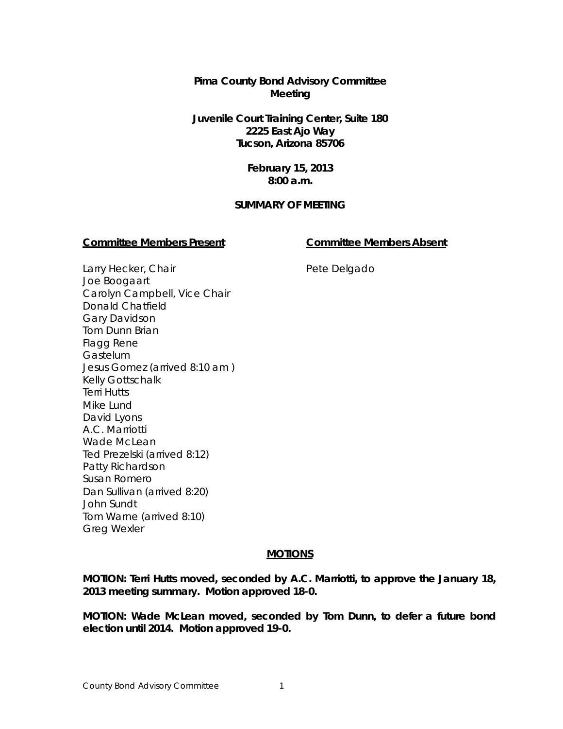**Pima County Bond Advisory Committee Meeting**

**Juvenile Court Training Center, Suite 180**
**2225 East Ajo Way**
**Tucson, Arizona 85706**

**February 15, 2013**
**8:00 a.m.**

**SUMMARY OF MEETING**

**Committee Members Present**

Larry Hecker, Chair
Joe Boogaart
Carolyn Campbell, Vice Chair
Donald Chatfield
Gary Davidson
Tom Dunn Brian
Flagg Rene
Gastelum
Jesus Gomez (arrived 8:10 am )
Kelly Gottschalk
Terri Hutts
Mike Lund
David Lyons
A.C. Marriotti
Wade McLean
Ted Prezelski (arrived 8:12)
Patty Richardson
Susan Romero
Dan Sullivan (arrived 8:20)
John Sundt
Tom Warne (arrived 8:10)
Greg Wexler

**Committee Members Absent**

Pete Delgado

**MOTIONS**

**MOTION: Terri Hutts moved, seconded by A.C. Marriotti, to approve the January 18, 2013 meeting summary. Motion approved 18-0.**

**MOTION: Wade McLean moved, seconded by Tom Dunn, to defer a future bond election until 2014. Motion approved 19-0.**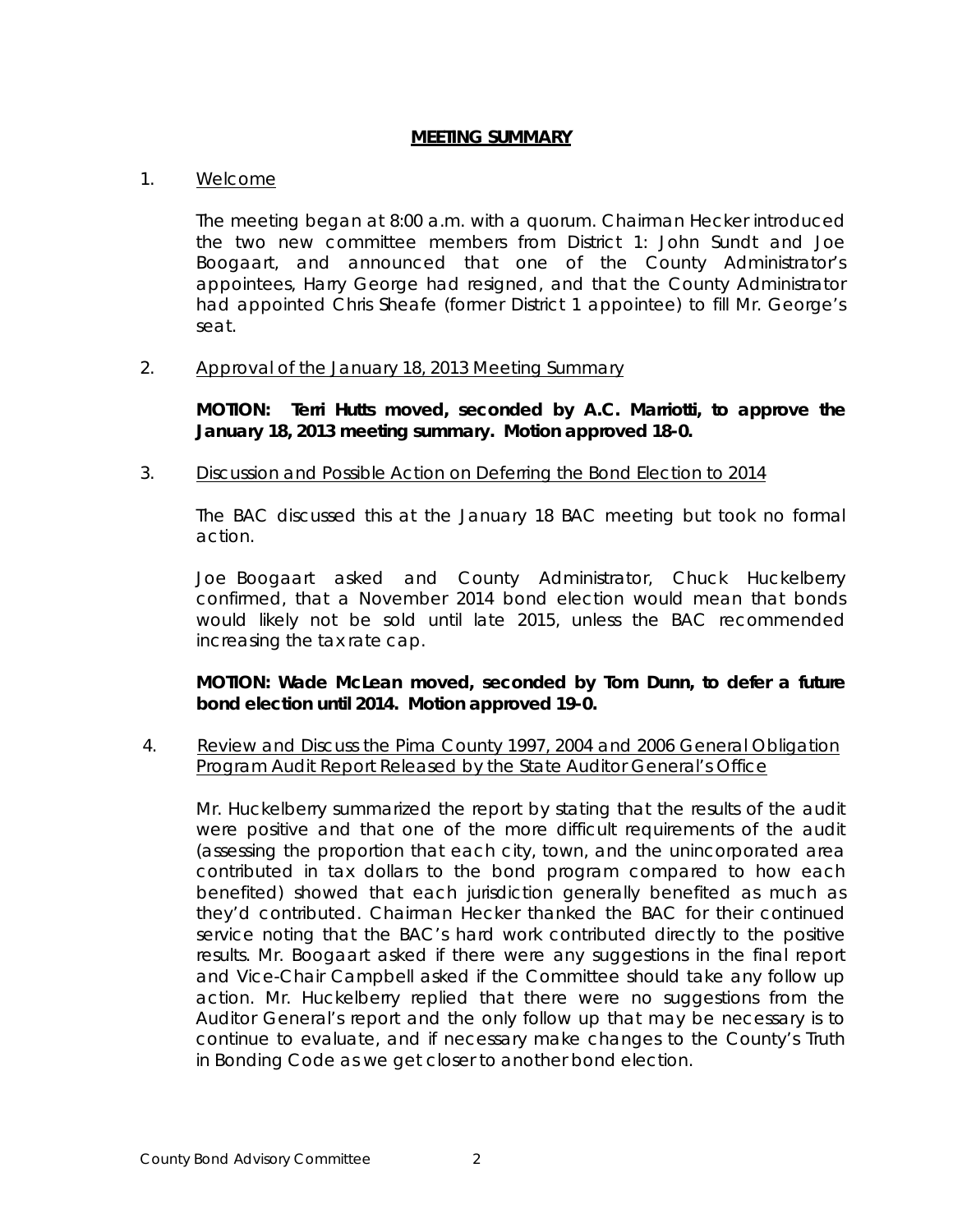**<u>MEETING SUMMARY</u>**

1. <u>Welcome</u>

   The meeting began at 8:00 a.m. with a quorum. Chairman Hecker introduced the two new committee members from District 1: John Sundt and Joe Boogaart, and announced that one of the County Administrator's appointees, Harry George had resigned, and that the County Administrator had appointed Chris Sheafe (former District 1 appointee) to fill Mr. George's seat.

2. <u>Approval of the January 18, 2013 Meeting Summary</u>

   **MOTION: Terri Hutts moved, seconded by A.C. Marriotti, to approve the January 18, 2013 meeting summary. Motion approved 18-0.**

3. <u>Discussion and Possible Action on Deferring the Bond Election to 2014</u>

   The BAC discussed this at the January 18 BAC meeting but took no formal action.

   Joe Boogaart asked and County Administrator, Chuck Huckelberry confirmed, that a November 2014 bond election would mean that bonds would likely not be sold until late 2015, unless the BAC recommended increasing the tax rate cap.

   **MOTION: Wade McLean moved, seconded by Tom Dunn, to defer a future bond election until 2014. Motion approved 19-0.**

4. <u>Review and Discuss the Pima County 1997, 2004 and 2006 General Obligation Program Audit Report Released by the State Auditor General's Office</u>

   Mr. Huckelberry summarized the report by stating that the results of the audit were positive and that one of the more difficult requirements of the audit (assessing the proportion that each city, town, and the unincorporated area contributed in tax dollars to the bond program compared to how each benefited) showed that each jurisdiction generally benefited as much as they'd contributed. Chairman Hecker thanked the BAC for their continued service noting that the BAC's hard work contributed directly to the positive results. Mr. Boogaart asked if there were any suggestions in the final report and Vice-Chair Campbell asked if the Committee should take any follow up action. Mr. Huckelberry replied that there were no suggestions from the Auditor General's report and the only follow up that may be necessary is to continue to evaluate, and if necessary make changes to the County's Truth in Bonding Code as we get closer to another bond election.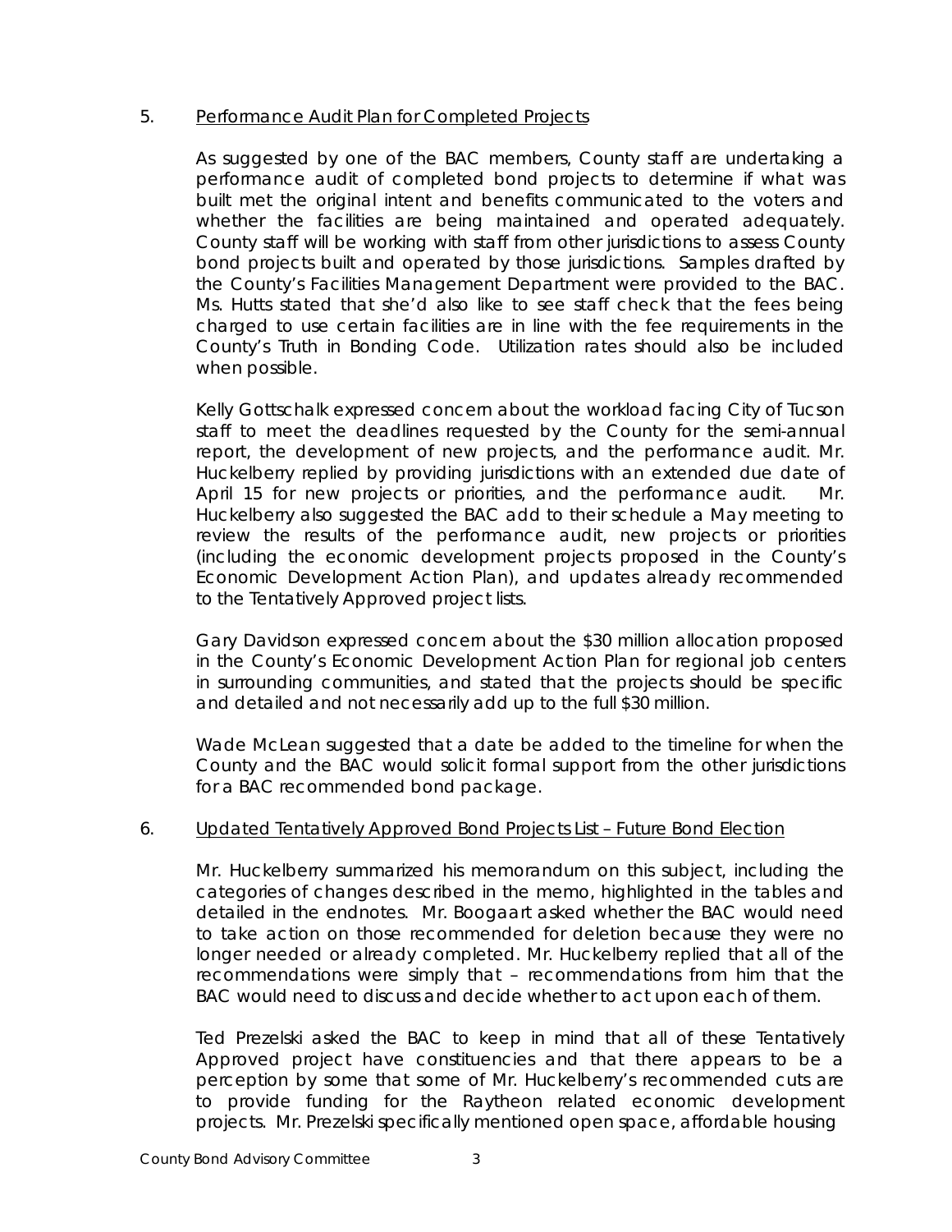5. <u>Performance Audit Plan for Completed Projects</u>

As suggested by one of the BAC members, County staff are undertaking a performance audit of completed bond projects to determine if what was built met the original intent and benefits communicated to the voters and whether the facilities are being maintained and operated adequately. County staff will be working with staff from other jurisdictions to assess County bond projects built and operated by those jurisdictions. Samples drafted by the County's Facilities Management Department were provided to the BAC. Ms. Hutts stated that she'd also like to see staff check that the fees being charged to use certain facilities are in line with the fee requirements in the County's Truth in Bonding Code. Utilization rates should also be included when possible.

Kelly Gottschalk expressed concern about the workload facing City of Tucson staff to meet the deadlines requested by the County for the semi-annual report, the development of new projects, and the performance audit. Mr. Huckelberry replied by providing jurisdictions with an extended due date of April 15 for new projects or priorities, and the performance audit. Mr. Huckelberry also suggested the BAC add to their schedule a May meeting to review the results of the performance audit, new projects or priorities (including the economic development projects proposed in the County's Economic Development Action Plan), and updates already recommended to the Tentatively Approved project lists.

Gary Davidson expressed concern about the $30 million allocation proposed in the County's Economic Development Action Plan for regional job centers in surrounding communities, and stated that the projects should be specific and detailed and not necessarily add up to the full $30 million.

Wade McLean suggested that a date be added to the timeline for when the County and the BAC would solicit formal support from the other jurisdictions for a BAC recommended bond package.

6. <u>Updated Tentatively Approved Bond Projects List – Future Bond Election</u>

Mr. Huckelberry summarized his memorandum on this subject, including the categories of changes described in the memo, highlighted in the tables and detailed in the endnotes. Mr. Boogaart asked whether the BAC would need to take action on those recommended for deletion because they were no longer needed or already completed. Mr. Huckelberry replied that all of the recommendations were simply that – recommendations from him that the BAC would need to discuss and decide whether to act upon each of them.

Ted Prezelski asked the BAC to keep in mind that all of these Tentatively Approved project have constituencies and that there appears to be a perception by some that some of Mr. Huckelberry's recommended cuts are to provide funding for the Raytheon related economic development projects. Mr. Prezelski specifically mentioned open space, affordable housing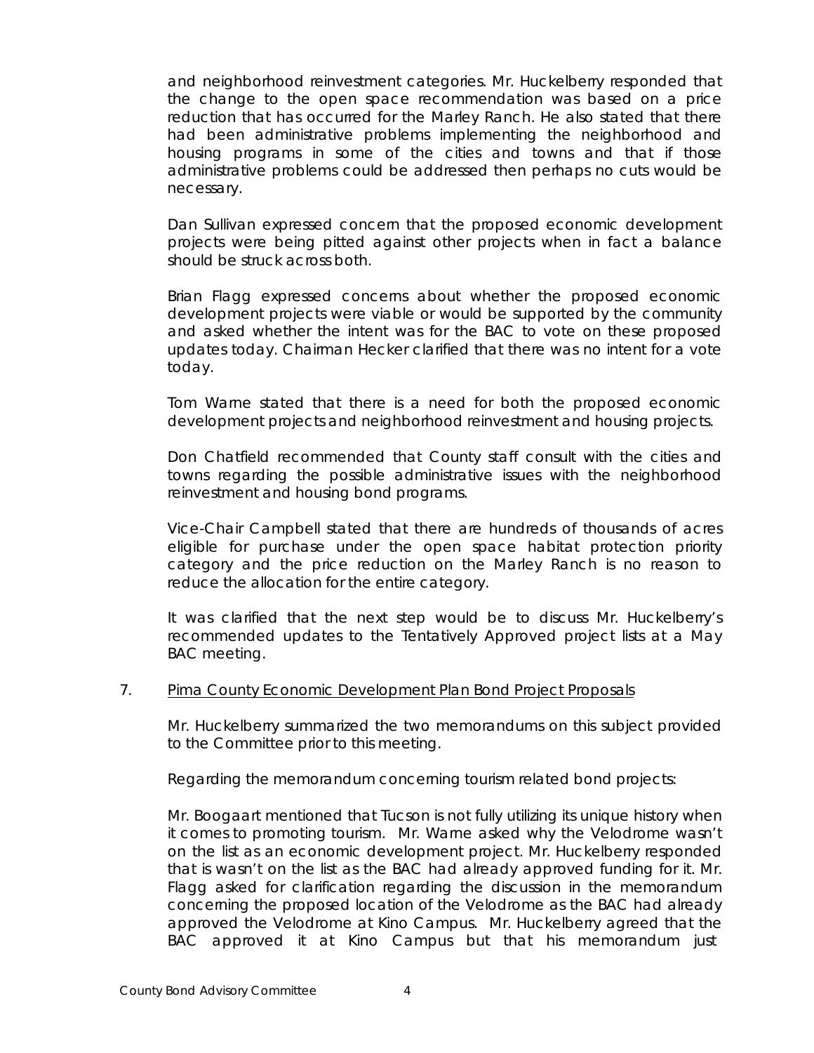and neighborhood reinvestment categories. Mr. Huckelberry responded that the change to the open space recommendation was based on a price reduction that has occurred for the Marley Ranch. He also stated that there had been administrative problems implementing the neighborhood and housing programs in some of the cities and towns and that if those administrative problems could be addressed then perhaps no cuts would be necessary.

Dan Sullivan expressed concern that the proposed economic development projects were being pitted against other projects when in fact a balance should be struck across both.

Brian Flagg expressed concerns about whether the proposed economic development projects were viable or would be supported by the community and asked whether the intent was for the BAC to vote on these proposed updates today. Chairman Hecker clarified that there was no intent for a vote today.

Tom Warne stated that there is a need for both the proposed economic development projects and neighborhood reinvestment and housing projects.

Don Chatfield recommended that County staff consult with the cities and towns regarding the possible administrative issues with the neighborhood reinvestment and housing bond programs.

Vice-Chair Campbell stated that there are hundreds of thousands of acres eligible for purchase under the open space habitat protection priority category and the price reduction on the Marley Ranch is no reason to reduce the allocation for the entire category.

It was clarified that the next step would be to discuss Mr. Huckelberry's recommended updates to the Tentatively Approved project lists at a May BAC meeting.

7. Pima County Economic Development Plan Bond Project Proposals

Mr. Huckelberry summarized the two memorandums on this subject provided to the Committee prior to this meeting.

Regarding the memorandum concerning tourism related bond projects:

Mr. Boogaart mentioned that Tucson is not fully utilizing its unique history when it comes to promoting tourism. Mr. Warne asked why the Velodrome wasn't on the list as an economic development project. Mr. Huckelberry responded that is wasn't on the list as the BAC had already approved funding for it. Mr. Flagg asked for clarification regarding the discussion in the memorandum concerning the proposed location of the Velodrome as the BAC had already approved the Velodrome at Kino Campus. Mr. Huckelberry agreed that the BAC approved it at Kino Campus but that his memorandum just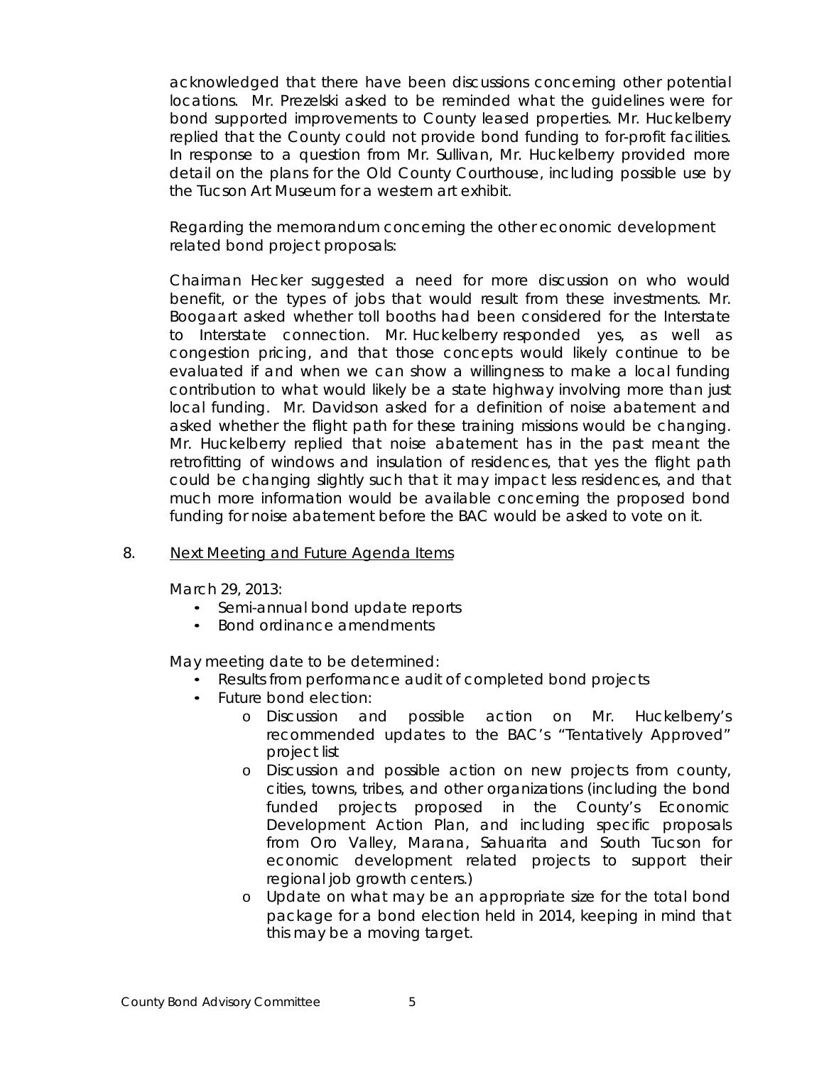acknowledged that there have been discussions concerning other potential locations. Mr. Prezelski asked to be reminded what the guidelines were for bond supported improvements to County leased properties. Mr. Huckelberry replied that the County could not provide bond funding to for-profit facilities. In response to a question from Mr. Sullivan, Mr. Huckelberry provided more detail on the plans for the Old County Courthouse, including possible use by the Tucson Art Museum for a western art exhibit.

Regarding the memorandum concerning the other economic development related bond project proposals:

Chairman Hecker suggested a need for more discussion on who would benefit, or the types of jobs that would result from these investments. Mr. Boogaart asked whether toll booths had been considered for the Interstate to Interstate connection. Mr. Huckelberry responded yes, as well as congestion pricing, and that those concepts would likely continue to be evaluated if and when we can show a willingness to make a local funding contribution to what would likely be a state highway involving more than just local funding. Mr. Davidson asked for a definition of noise abatement and asked whether the flight path for these training missions would be changing. Mr. Huckelberry replied that noise abatement has in the past meant the retrofitting of windows and insulation of residences, that yes the flight path could be changing slightly such that it may impact less residences, and that much more information would be available concerning the proposed bond funding for noise abatement before the BAC would be asked to vote on it.

8. Next Meeting and Future Agenda Items

March 29, 2013:

- Semi-annual bond update reports
- Bond ordinance amendments

May meeting date to be determined:

- Results from performance audit of completed bond projects
- Future bond election:
    - Discussion and possible action on Mr. Huckelberry's recommended updates to the BAC's "Tentatively Approved" project list
    - Discussion and possible action on new projects from county, cities, towns, tribes, and other organizations (including the bond funded projects proposed in the County's Economic Development Action Plan, and including specific proposals from Oro Valley, Marana, Sahuarita and South Tucson for economic development related projects to support their regional job growth centers.)
    - Update on what may be an appropriate size for the total bond package for a bond election held in 2014, keeping in mind that this may be a moving target.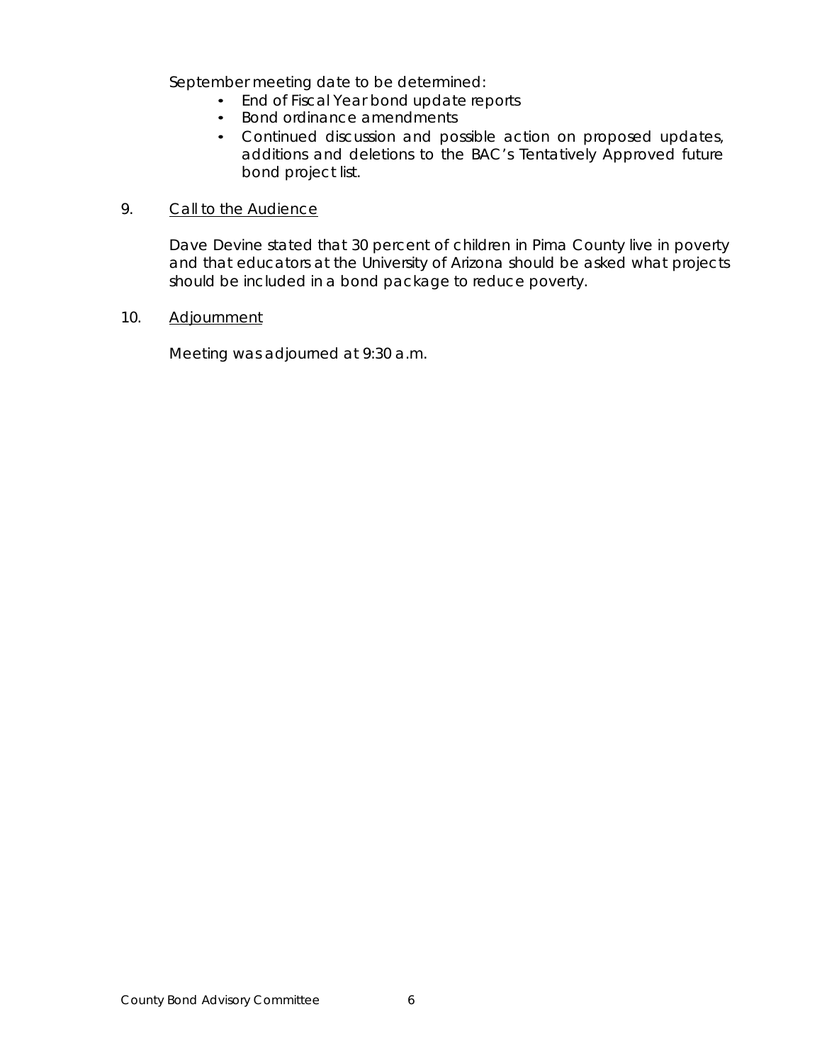September meeting date to be determined:

- End of Fiscal Year bond update reports
- Bond ordinance amendments
- Continued discussion and possible action on proposed updates, additions and deletions to the BAC's Tentatively Approved future bond project list.

9. Call to the Audience

Dave Devine stated that 30 percent of children in Pima County live in poverty and that educators at the University of Arizona should be asked what projects should be included in a bond package to reduce poverty.

10. Adjournment

Meeting was adjourned at 9:30 a.m.